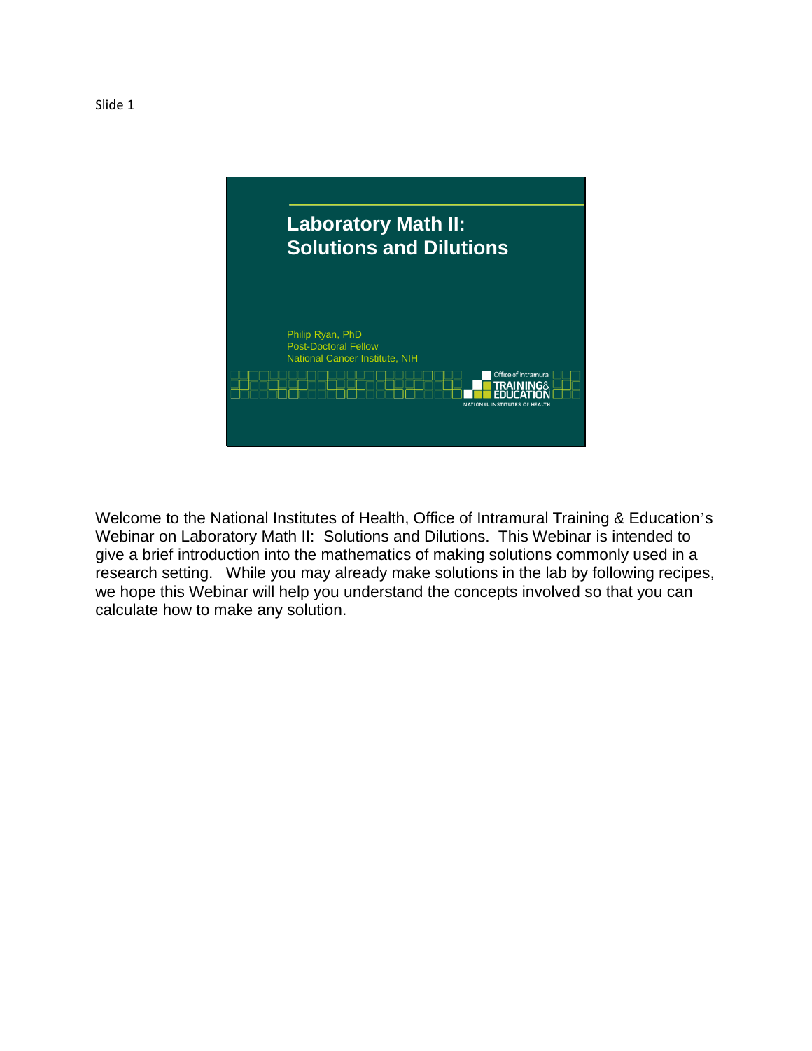Slide 1

# Laboratory Math II: Solutions and Dilutions

Philip Ryan, PhD
Post-Doctoral Fellow
National Cancer Institute, NIH

Office of Intramural TRAINING & EDUCATION
NATIONAL INSTITUTES OF HEALTH

Welcome to the National Institutes of Health, Office of Intramural Training & Education's Webinar on Laboratory Math II: Solutions and Dilutions. This Webinar is intended to give a brief introduction into the mathematics of making solutions commonly used in a research setting. While you may already make solutions in the lab by following recipes, we hope this Webinar will help you understand the concepts involved so that you can calculate how to make any solution.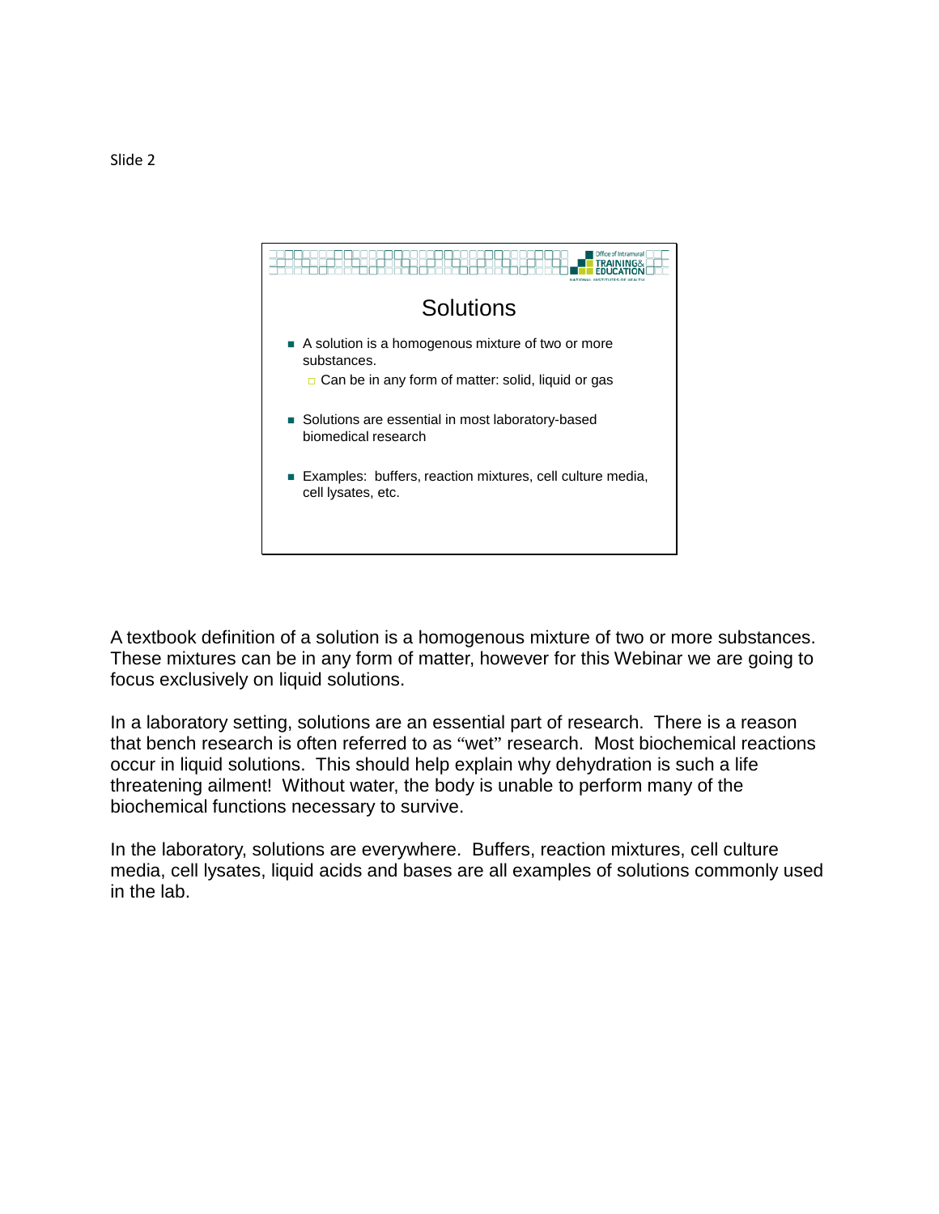Slide 2

## Solutions

- A solution is a homogenous mixture of two or more substances.
  - Can be in any form of matter: solid, liquid or gas
- Solutions are essential in most laboratory-based biomedical research
- Examples: buffers, reaction mixtures, cell culture media, cell lysates, etc.

A textbook definition of a solution is a homogenous mixture of two or more substances. These mixtures can be in any form of matter, however for this Webinar we are going to focus exclusively on liquid solutions.

In a laboratory setting, solutions are an essential part of research. There is a reason that bench research is often referred to as "wet" research. Most biochemical reactions occur in liquid solutions. This should help explain why dehydration is such a life threatening ailment! Without water, the body is unable to perform many of the biochemical functions necessary to survive.

In the laboratory, solutions are everywhere. Buffers, reaction mixtures, cell culture media, cell lysates, liquid acids and bases are all examples of solutions commonly used in the lab.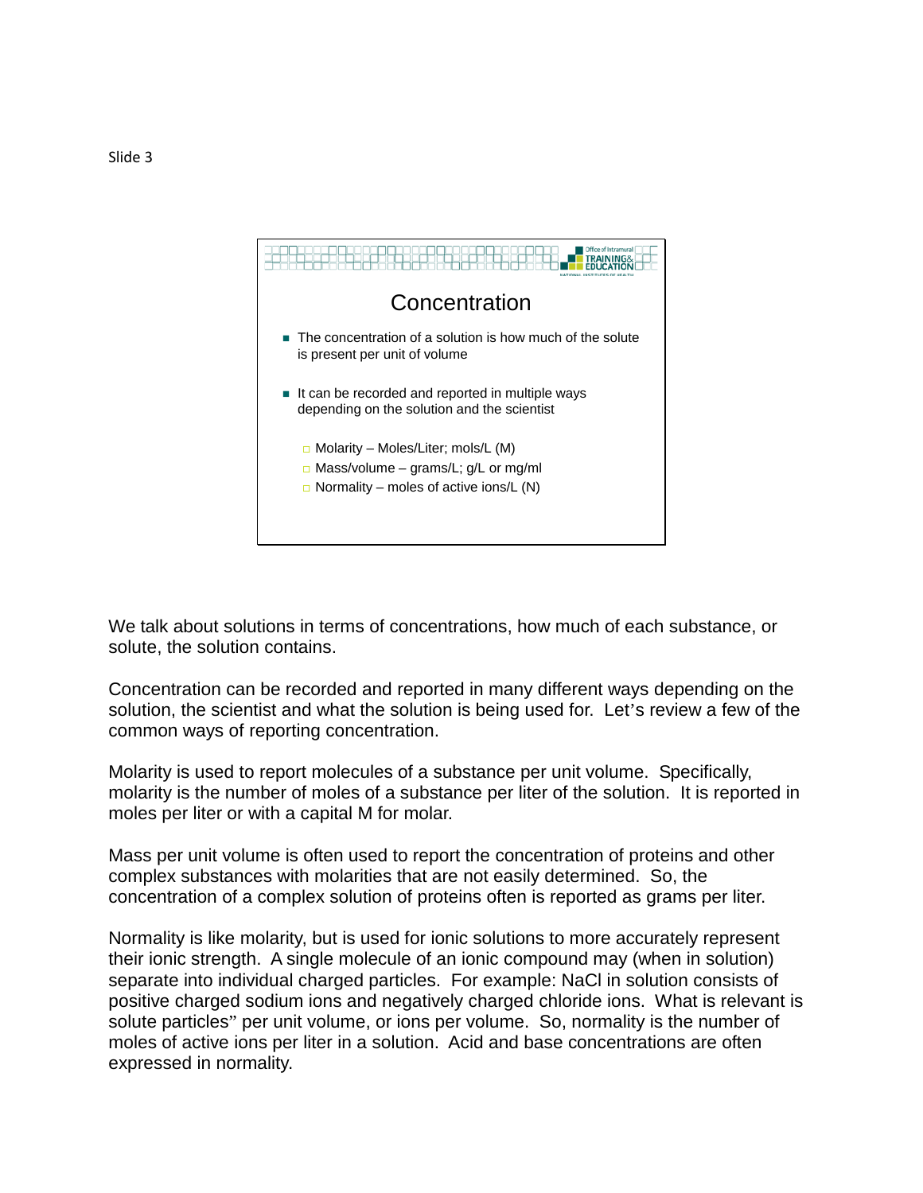Slide 3

## Concentration

- The concentration of a solution is how much of the solute is present per unit of volume
- It can be recorded and reported in multiple ways depending on the solution and the scientist
  - Molarity – Moles/Liter; mols/L (M)
  - Mass/volume – grams/L; g/L or mg/ml
  - Normality – moles of active ions/L (N)

We talk about solutions in terms of concentrations, how much of each substance, or solute, the solution contains.

Concentration can be recorded and reported in many different ways depending on the solution, the scientist and what the solution is being used for. Let's review a few of the common ways of reporting concentration.

Molarity is used to report molecules of a substance per unit volume. Specifically, molarity is the number of moles of a substance per liter of the solution. It is reported in moles per liter or with a capital M for molar.

Mass per unit volume is often used to report the concentration of proteins and other complex substances with molarities that are not easily determined. So, the concentration of a complex solution of proteins often is reported as grams per liter.

Normality is like molarity, but is used for ionic solutions to more accurately represent their ionic strength. A single molecule of an ionic compound may (when in solution) separate into individual charged particles. For example: NaCl in solution consists of positive charged sodium ions and negatively charged chloride ions. What is relevant is solute particles" per unit volume, or ions per volume. So, normality is the number of moles of active ions per liter in a solution. Acid and base concentrations are often expressed in normality.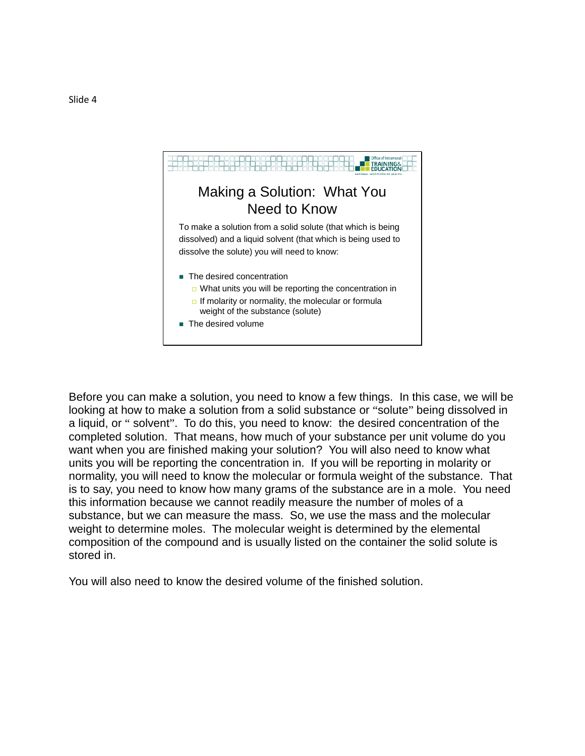Slide 4

## Making a Solution: What You Need to Know

To make a solution from a solid solute (that which is being dissolved) and a liquid solvent (that which is being used to dissolve the solute) you will need to know:

- The desired concentration
  - What units you will be reporting the concentration in
  - If molarity or normality, the molecular or formula weight of the substance (solute)
- The desired volume

Before you can make a solution, you need to know a few things. In this case, we will be looking at how to make a solution from a solid substance or "solute" being dissolved in a liquid, or " solvent". To do this, you need to know: the desired concentration of the completed solution. That means, how much of your substance per unit volume do you want when you are finished making your solution? You will also need to know what units you will be reporting the concentration in. If you will be reporting in molarity or normality, you will need to know the molecular or formula weight of the substance. That is to say, you need to know how many grams of the substance are in a mole. You need this information because we cannot readily measure the number of moles of a substance, but we can measure the mass. So, we use the mass and the molecular weight to determine moles. The molecular weight is determined by the elemental composition of the compound and is usually listed on the container the solid solute is stored in.

You will also need to know the desired volume of the finished solution.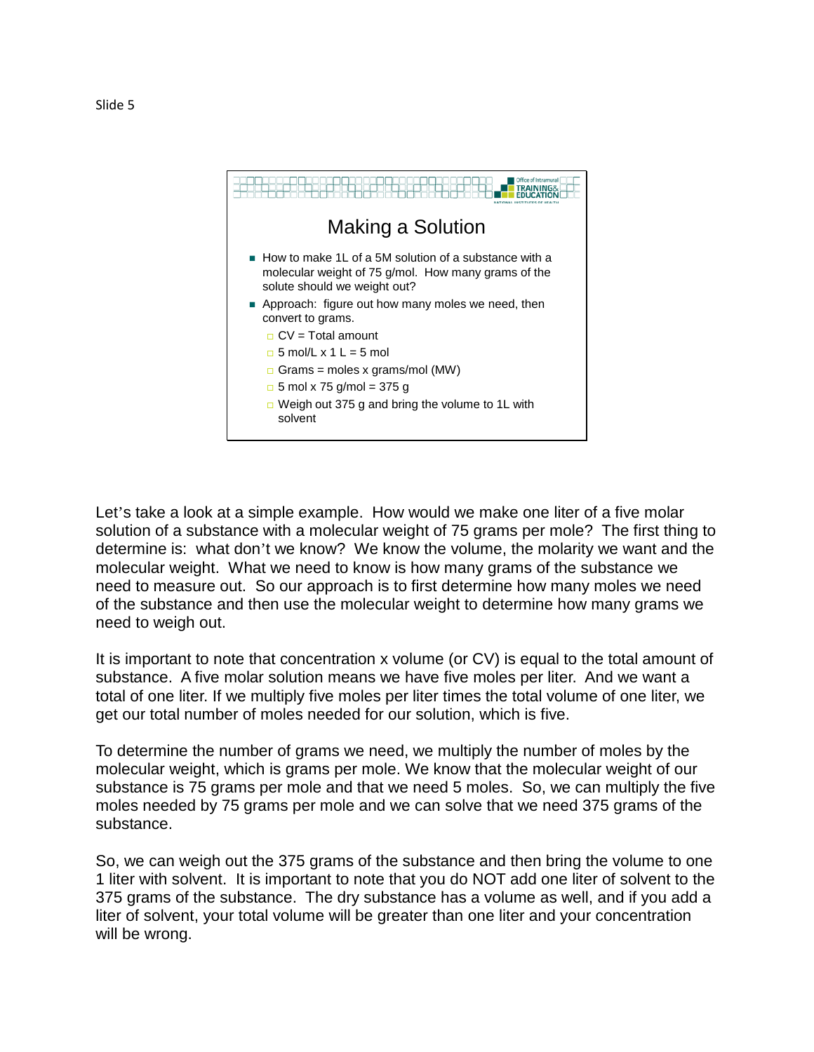Slide 5

## Making a Solution

- How to make 1L of a 5M solution of a substance with a molecular weight of 75 g/mol. How many grams of the solute should we weight out?
- Approach: figure out how many moles we need, then convert to grams.
  - CV = Total amount
  - 5 mol/L x 1 L = 5 mol
  - Grams = moles x grams/mol (MW)
  - 5 mol x 75 g/mol = 375 g
  - Weigh out 375 g and bring the volume to 1L with solvent

Let's take a look at a simple example. How would we make one liter of a five molar solution of a substance with a molecular weight of 75 grams per mole? The first thing to determine is: what don't we know? We know the volume, the molarity we want and the molecular weight. What we need to know is how many grams of the substance we need to measure out. So our approach is to first determine how many moles we need of the substance and then use the molecular weight to determine how many grams we need to weigh out.

It is important to note that concentration x volume (or CV) is equal to the total amount of substance. A five molar solution means we have five moles per liter. And we want a total of one liter. If we multiply five moles per liter times the total volume of one liter, we get our total number of moles needed for our solution, which is five.

To determine the number of grams we need, we multiply the number of moles by the molecular weight, which is grams per mole. We know that the molecular weight of our substance is 75 grams per mole and that we need 5 moles. So, we can multiply the five moles needed by 75 grams per mole and we can solve that we need 375 grams of the substance.

So, we can weigh out the 375 grams of the substance and then bring the volume to one 1 liter with solvent. It is important to note that you do NOT add one liter of solvent to the 375 grams of the substance. The dry substance has a volume as well, and if you add a liter of solvent, your total volume will be greater than one liter and your concentration will be wrong.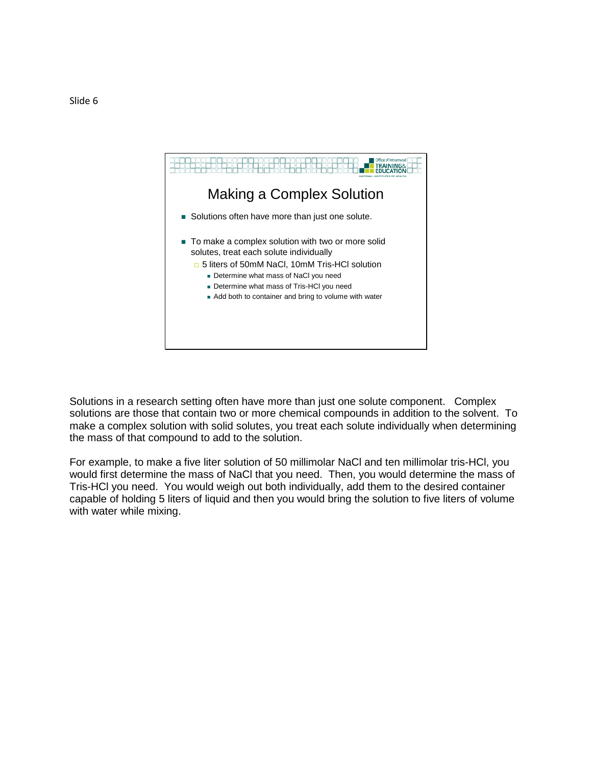Slide 6

## Making a Complex Solution

- Solutions often have more than just one solute.
- To make a complex solution with two or more solid solutes, treat each solute individually
  - 5 liters of 50mM NaCl, 10mM Tris-HCl solution
    - Determine what mass of NaCl you need
    - Determine what mass of Tris-HCl you need
    - Add both to container and bring to volume with water

Solutions in a research setting often have more than just one solute component. Complex solutions are those that contain two or more chemical compounds in addition to the solvent. To make a complex solution with solid solutes, you treat each solute individually when determining the mass of that compound to add to the solution.

For example, to make a five liter solution of 50 millimolar NaCl and ten millimolar tris-HCl, you would first determine the mass of NaCl that you need. Then, you would determine the mass of Tris-HCl you need. You would weigh out both individually, add them to the desired container capable of holding 5 liters of liquid and then you would bring the solution to five liters of volume with water while mixing.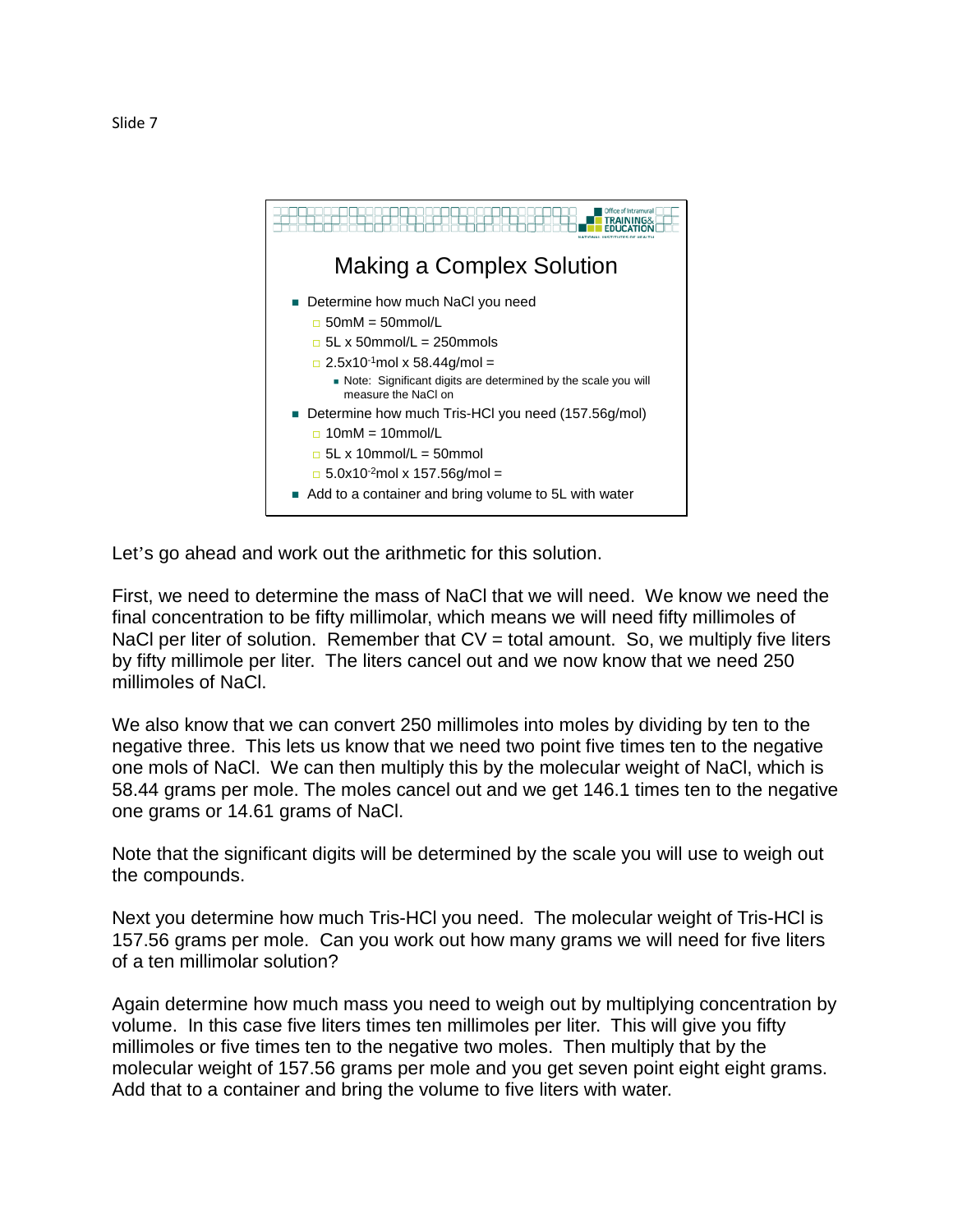Slide 7

## Making a Complex Solution

- Determine how much NaCl you need
  - 50mM = 50mmol/L
  - 5L x 50mmol/L = 250mmols
  - $2.5 \times 10^{-1}$mol x 58.44g/mol =
    - Note: Significant digits are determined by the scale you will measure the NaCl on
- Determine how much Tris-HCl you need (157.56g/mol)
  - 10mM = 10mmol/L
  - 5L x 10mmol/L = 50mmol
  - $5.0 \times 10^{-2}$mol x 157.56g/mol =
- Add to a container and bring volume to 5L with water

Let's go ahead and work out the arithmetic for this solution.

First, we need to determine the mass of NaCl that we will need. We know we need the final concentration to be fifty millimolar, which means we will need fifty millimoles of NaCl per liter of solution. Remember that CV = total amount. So, we multiply five liters by fifty millimole per liter. The liters cancel out and we now know that we need 250 millimoles of NaCl.

We also know that we can convert 250 millimoles into moles by dividing by ten to the negative three. This lets us know that we need two point five times ten to the negative one mols of NaCl. We can then multiply this by the molecular weight of NaCl, which is 58.44 grams per mole. The moles cancel out and we get 146.1 times ten to the negative one grams or 14.61 grams of NaCl.

Note that the significant digits will be determined by the scale you will use to weigh out the compounds.

Next you determine how much Tris-HCl you need. The molecular weight of Tris-HCl is 157.56 grams per mole. Can you work out how many grams we will need for five liters of a ten millimolar solution?

Again determine how much mass you need to weigh out by multiplying concentration by volume. In this case five liters times ten millimoles per liter. This will give you fifty millimoles or five times ten to the negative two moles. Then multiply that by the molecular weight of 157.56 grams per mole and you get seven point eight eight grams. Add that to a container and bring the volume to five liters with water.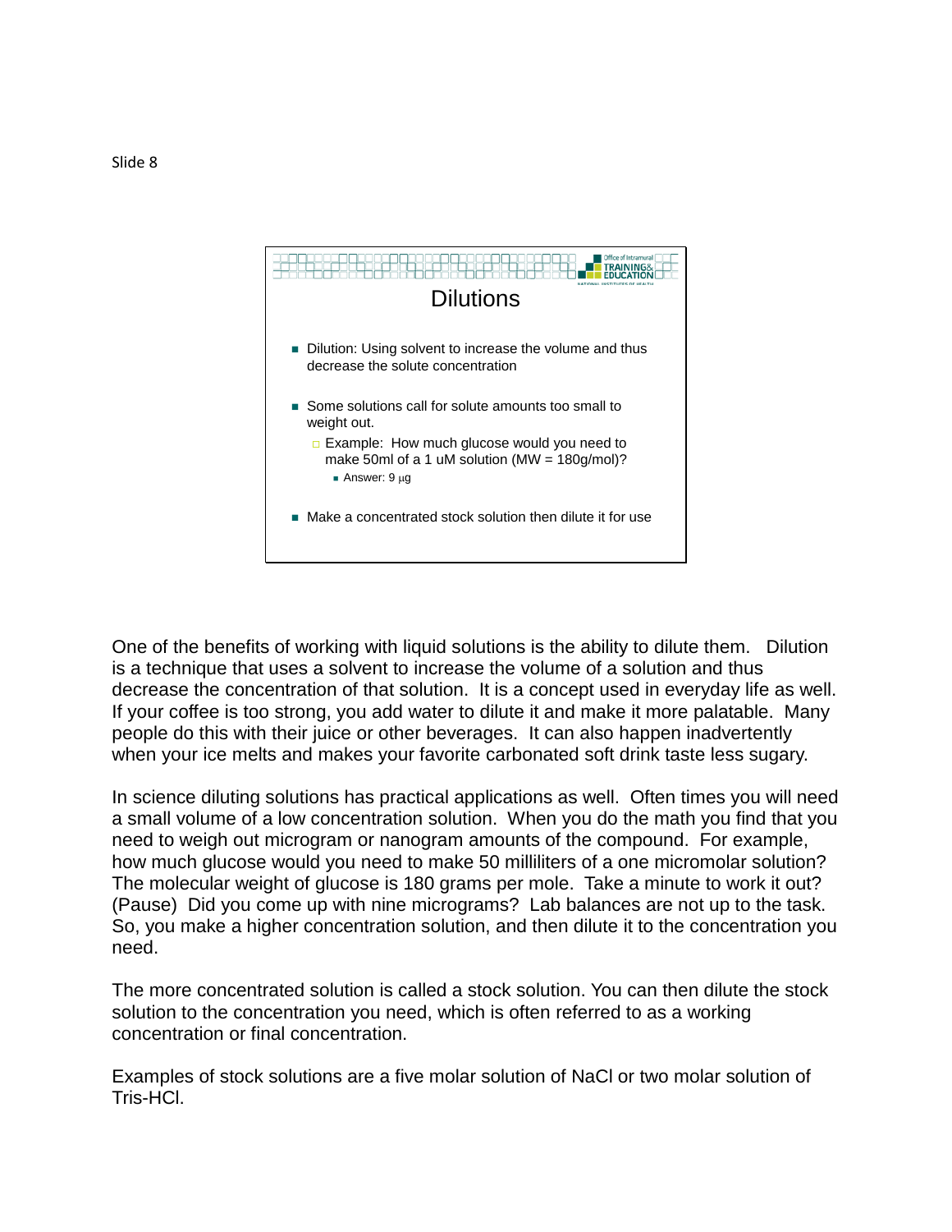Slide 8

## Dilutions

- Dilution: Using solvent to increase the volume and thus decrease the solute concentration
- Some solutions call for solute amounts too small to weight out.
  - Example: How much glucose would you need to make 50ml of a 1 uM solution (MW = 180g/mol)?
    - Answer: 9 μg
- Make a concentrated stock solution then dilute it for use

One of the benefits of working with liquid solutions is the ability to dilute them. Dilution is a technique that uses a solvent to increase the volume of a solution and thus decrease the concentration of that solution. It is a concept used in everyday life as well. If your coffee is too strong, you add water to dilute it and make it more palatable. Many people do this with their juice or other beverages. It can also happen inadvertently when your ice melts and makes your favorite carbonated soft drink taste less sugary.

In science diluting solutions has practical applications as well. Often times you will need a small volume of a low concentration solution. When you do the math you find that you need to weigh out microgram or nanogram amounts of the compound. For example, how much glucose would you need to make 50 milliliters of a one micromolar solution? The molecular weight of glucose is 180 grams per mole. Take a minute to work it out? (Pause) Did you come up with nine micrograms? Lab balances are not up to the task. So, you make a higher concentration solution, and then dilute it to the concentration you need.

The more concentrated solution is called a stock solution. You can then dilute the stock solution to the concentration you need, which is often referred to as a working concentration or final concentration.

Examples of stock solutions are a five molar solution of NaCl or two molar solution of Tris-HCl.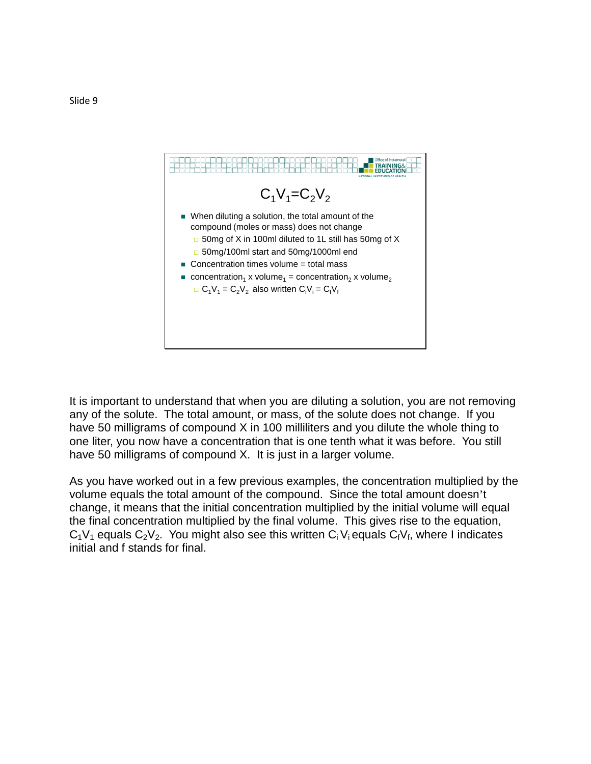Slide 9

## $C_1V_1=C_2V_2$

- When diluting a solution, the total amount of the compound (moles or mass) does not change
  - 50mg of X in 100ml diluted to 1L still has 50mg of X
  - 50mg/100ml start and 50mg/1000ml end
- Concentration times volume = total mass
- $\text{concentration}_1 \times \text{volume}_1 = \text{concentration}_2 \times \text{volume}_2$
  - $C_1V_1 = C_2V_2$ also written $C_iV_i = C_fV_f$

It is important to understand that when you are diluting a solution, you are not removing any of the solute. The total amount, or mass, of the solute does not change. If you have 50 milligrams of compound X in 100 milliliters and you dilute the whole thing to one liter, you now have a concentration that is one tenth what it was before. You still have 50 milligrams of compound X. It is just in a larger volume.

As you have worked out in a few previous examples, the concentration multiplied by the volume equals the total amount of the compound. Since the total amount doesn't change, it means that the initial concentration multiplied by the initial volume will equal the final concentration multiplied by the final volume. This gives rise to the equation, $C_1V_1$ equals $C_2V_2$. You might also see this written $C_i V_i$ equals $C_fV_f$, where I indicates initial and f stands for final.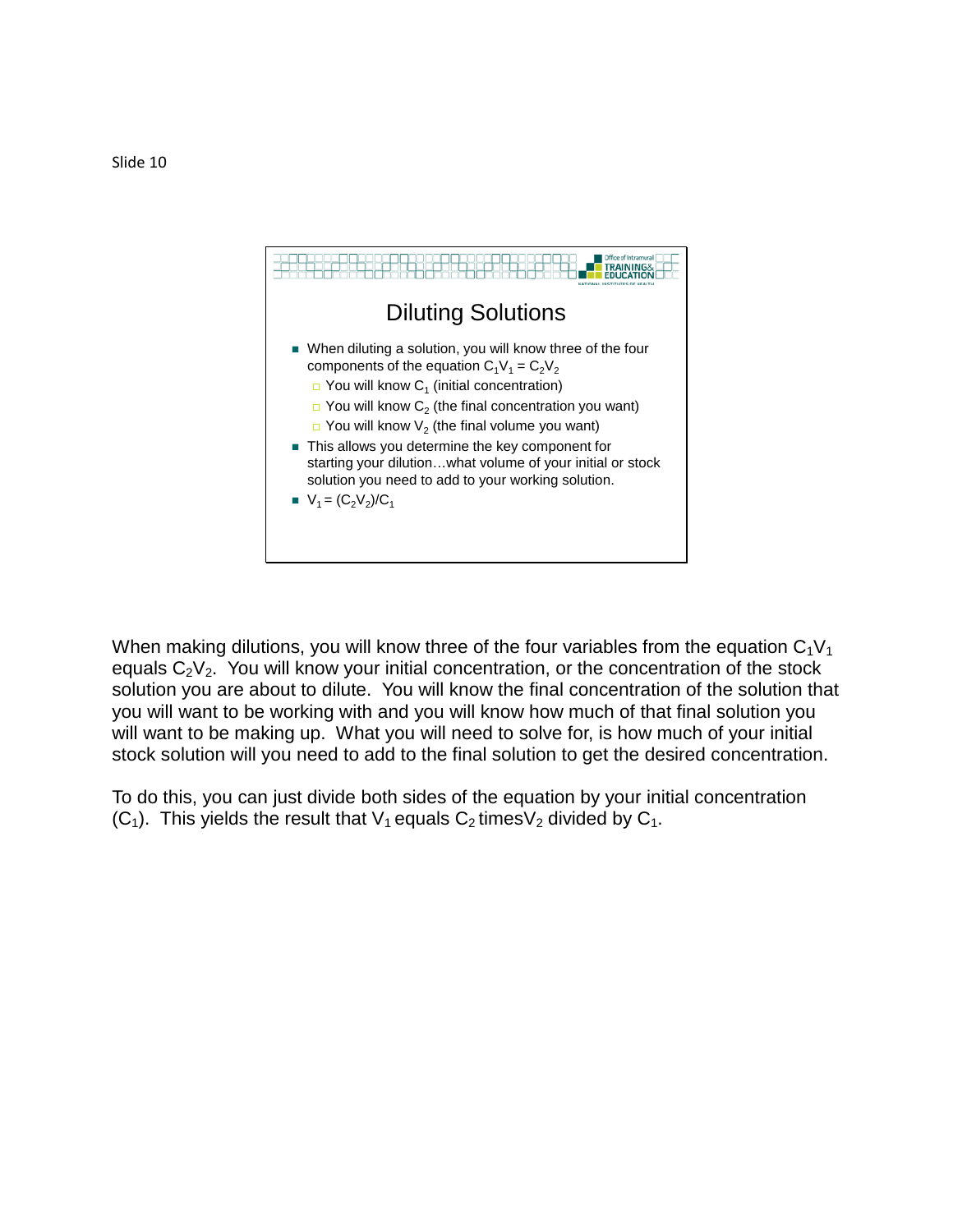Slide 10

## Diluting Solutions

- When diluting a solution, you will know three of the four components of the equation $C_1V_1 = C_2V_2$
  - You will know $C_1$ (initial concentration)
  - You will know $C_2$ (the final concentration you want)
  - You will know $V_2$ (the final volume you want)
- This allows you determine the key component for starting your dilution…what volume of your initial or stock solution you need to add to your working solution.
- $V_1 = (C_2V_2)/C_1$

When making dilutions, you will know three of the four variables from the equation $C_1V_1$ equals $C_2V_2$. You will know your initial concentration, or the concentration of the stock solution you are about to dilute. You will know the final concentration of the solution that you will want to be working with and you will know how much of that final solution you will want to be making up. What you will need to solve for, is how much of your initial stock solution will you need to add to the final solution to get the desired concentration.

To do this, you can just divide both sides of the equation by your initial concentration ($C_1$). This yields the result that $V_1$ equals $C_2$ times$V_2$ divided by $C_1$.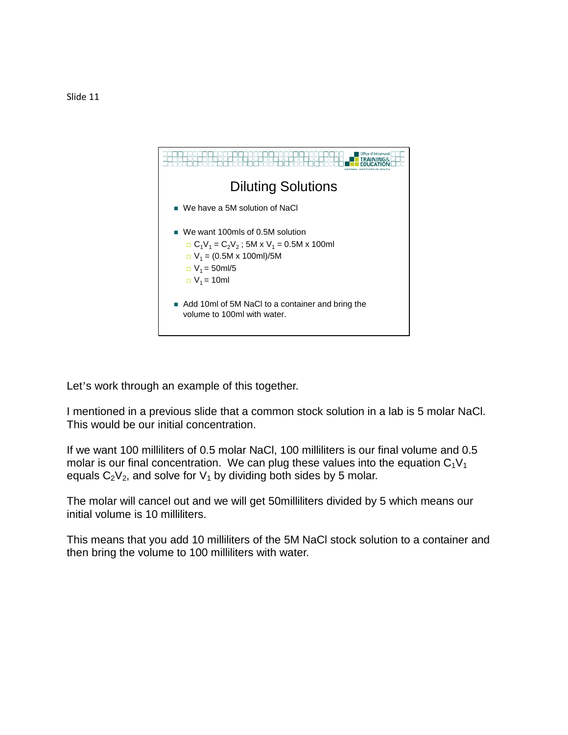Slide 11

## Diluting Solutions

- We have a 5M solution of NaCl
- We want 100mls of 0.5M solution
  - $C_1V_1 = C_2V_2$ ; 5M x $V_1$ = 0.5M x 100ml
  - $V_1$ = (0.5M x 100ml)/5M
  - $V_1$ = 50ml/5
  - $V_1$ = 10ml
- Add 10ml of 5M NaCl to a container and bring the volume to 100ml with water.

Let's work through an example of this together.

I mentioned in a previous slide that a common stock solution in a lab is 5 molar NaCl. This would be our initial concentration.

If we want 100 milliliters of 0.5 molar NaCl, 100 milliliters is our final volume and 0.5 molar is our final concentration. We can plug these values into the equation $C_1V_1$ equals $C_2V_2$, and solve for $V_1$ by dividing both sides by 5 molar.

The molar will cancel out and we will get 50milliliters divided by 5 which means our initial volume is 10 milliliters.

This means that you add 10 milliliters of the 5M NaCl stock solution to a container and then bring the volume to 100 milliliters with water.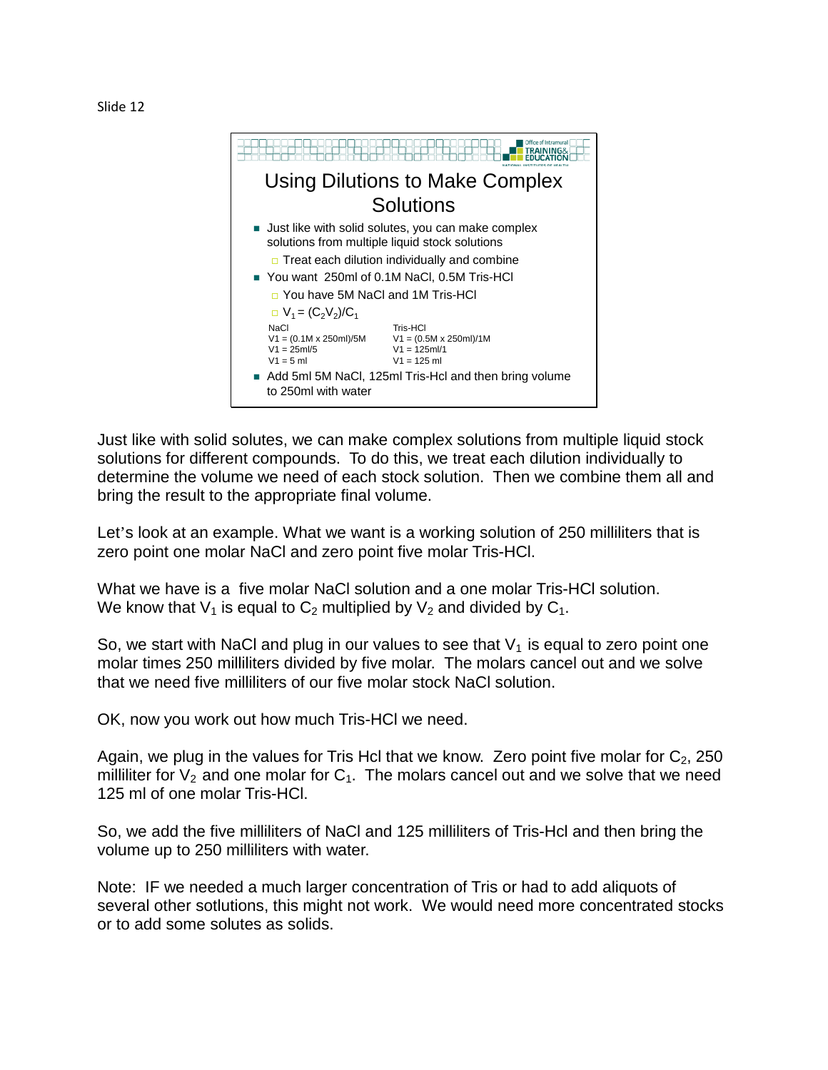Slide 12

## Using Dilutions to Make Complex Solutions

- Just like with solid solutes, you can make complex solutions from multiple liquid stock solutions
  - Treat each dilution individually and combine
- You want 250ml of 0.1M NaCl, 0.5M Tris-HCl
  - You have 5M NaCl and 1M Tris-HCl
  - $V_1 = (C_2V_2)/C_1$

| NaCl | Tris-HCl |
|---|---|
| V1 = (0.1M x 250ml)/5M | V1 = (0.5M x 250ml)/1M |
| V1 = 25ml/5 | V1 = 125ml/1 |
| V1 = 5 ml | V1 = 125 ml |

- Add 5ml 5M NaCl, 125ml Tris-Hcl and then bring volume to 250ml with water

Just like with solid solutes, we can make complex solutions from multiple liquid stock solutions for different compounds. To do this, we treat each dilution individually to determine the volume we need of each stock solution. Then we combine them all and bring the result to the appropriate final volume.

Let's look at an example. What we want is a working solution of 250 milliliters that is zero point one molar NaCl and zero point five molar Tris-HCl.

What we have is a five molar NaCl solution and a one molar Tris-HCl solution. We know that $V_1$ is equal to $C_2$ multiplied by $V_2$ and divided by $C_1$.

So, we start with NaCl and plug in our values to see that $V_1$ is equal to zero point one molar times 250 milliliters divided by five molar. The molars cancel out and we solve that we need five milliliters of our five molar stock NaCl solution.

OK, now you work out how much Tris-HCl we need.

Again, we plug in the values for Tris Hcl that we know. Zero point five molar for $C_2$, 250 milliliter for $V_2$ and one molar for $C_1$. The molars cancel out and we solve that we need 125 ml of one molar Tris-HCl.

So, we add the five milliliters of NaCl and 125 milliliters of Tris-Hcl and then bring the volume up to 250 milliliters with water.

Note: IF we needed a much larger concentration of Tris or had to add aliquots of several other sotlutions, this might not work. We would need more concentrated stocks or to add some solutes as solids.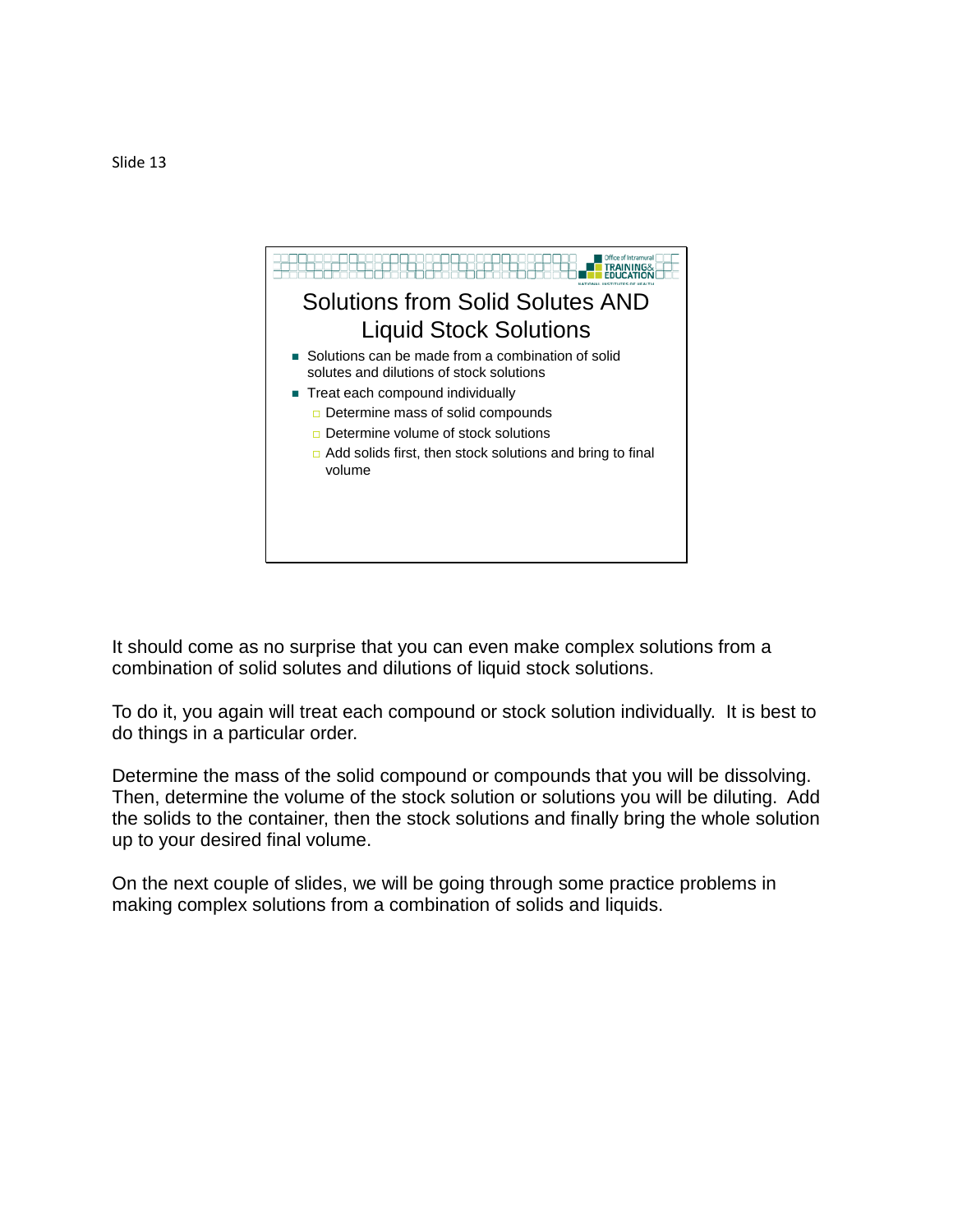Slide 13

## Solutions from Solid Solutes AND Liquid Stock Solutions

- Solutions can be made from a combination of solid solutes and dilutions of stock solutions
- Treat each compound individually
  - Determine mass of solid compounds
  - Determine volume of stock solutions
  - Add solids first, then stock solutions and bring to final volume

It should come as no surprise that you can even make complex solutions from a combination of solid solutes and dilutions of liquid stock solutions.

To do it, you again will treat each compound or stock solution individually. It is best to do things in a particular order.

Determine the mass of the solid compound or compounds that you will be dissolving. Then, determine the volume of the stock solution or solutions you will be diluting. Add the solids to the container, then the stock solutions and finally bring the whole solution up to your desired final volume.

On the next couple of slides, we will be going through some practice problems in making complex solutions from a combination of solids and liquids.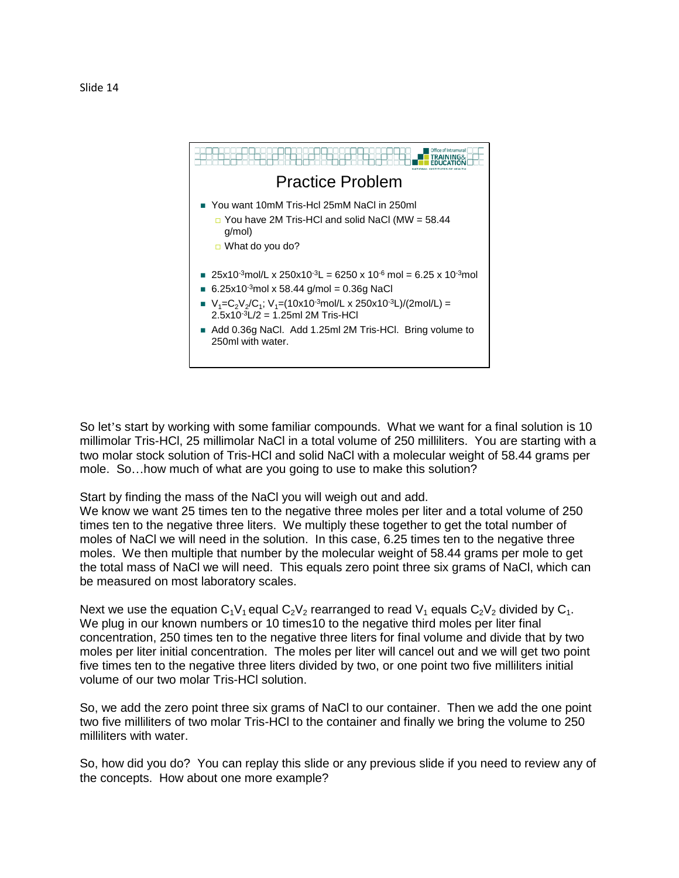Slide 14

## Practice Problem

- You want 10mM Tris-Hcl 25mM NaCl in 250ml
  - You have 2M Tris-HCl and solid NaCl (MW = 58.44 g/mol)
  - What do you do?

- $25 \times 10^{-3}$mol/L x $250 \times 10^{-3}$L = 6250 x $10^{-6}$ mol = 6.25 x $10^{-3}$mol
- $6.25 \times 10^{-3}$mol x 58.44 g/mol = 0.36g NaCl
- $V_1 = C_2V_2/C_1$; $V_1 = (10 \times 10^{-3}\text{mol/L} \times 250 \times 10^{-3}\text{L})/(2\text{mol/L}) = 2.5 \times 10^{-3}\text{L}/2$ = 1.25ml 2M Tris-HCl
- Add 0.36g NaCl. Add 1.25ml 2M Tris-HCl. Bring volume to 250ml with water.

So let's start by working with some familiar compounds. What we want for a final solution is 10 millimolar Tris-HCl, 25 millimolar NaCl in a total volume of 250 milliliters. You are starting with a two molar stock solution of Tris-HCl and solid NaCl with a molecular weight of 58.44 grams per mole. So…how much of what are you going to use to make this solution?

Start by finding the mass of the NaCl you will weigh out and add.
We know we want 25 times ten to the negative three moles per liter and a total volume of 250 times ten to the negative three liters. We multiply these together to get the total number of moles of NaCl we will need in the solution. In this case, 6.25 times ten to the negative three moles. We then multiple that number by the molecular weight of 58.44 grams per mole to get the total mass of NaCl we will need. This equals zero point three six grams of NaCl, which can be measured on most laboratory scales.

Next we use the equation $C_1V_1$ equal $C_2V_2$ rearranged to read $V_1$ equals $C_2V_2$ divided by $C_1$. We plug in our known numbers or 10 times10 to the negative third moles per liter final concentration, 250 times ten to the negative three liters for final volume and divide that by two moles per liter initial concentration. The moles per liter will cancel out and we will get two point five times ten to the negative three liters divided by two, or one point two five milliliters initial volume of our two molar Tris-HCl solution.

So, we add the zero point three six grams of NaCl to our container. Then we add the one point two five milliliters of two molar Tris-HCl to the container and finally we bring the volume to 250 milliliters with water.

So, how did you do? You can replay this slide or any previous slide if you need to review any of the concepts. How about one more example?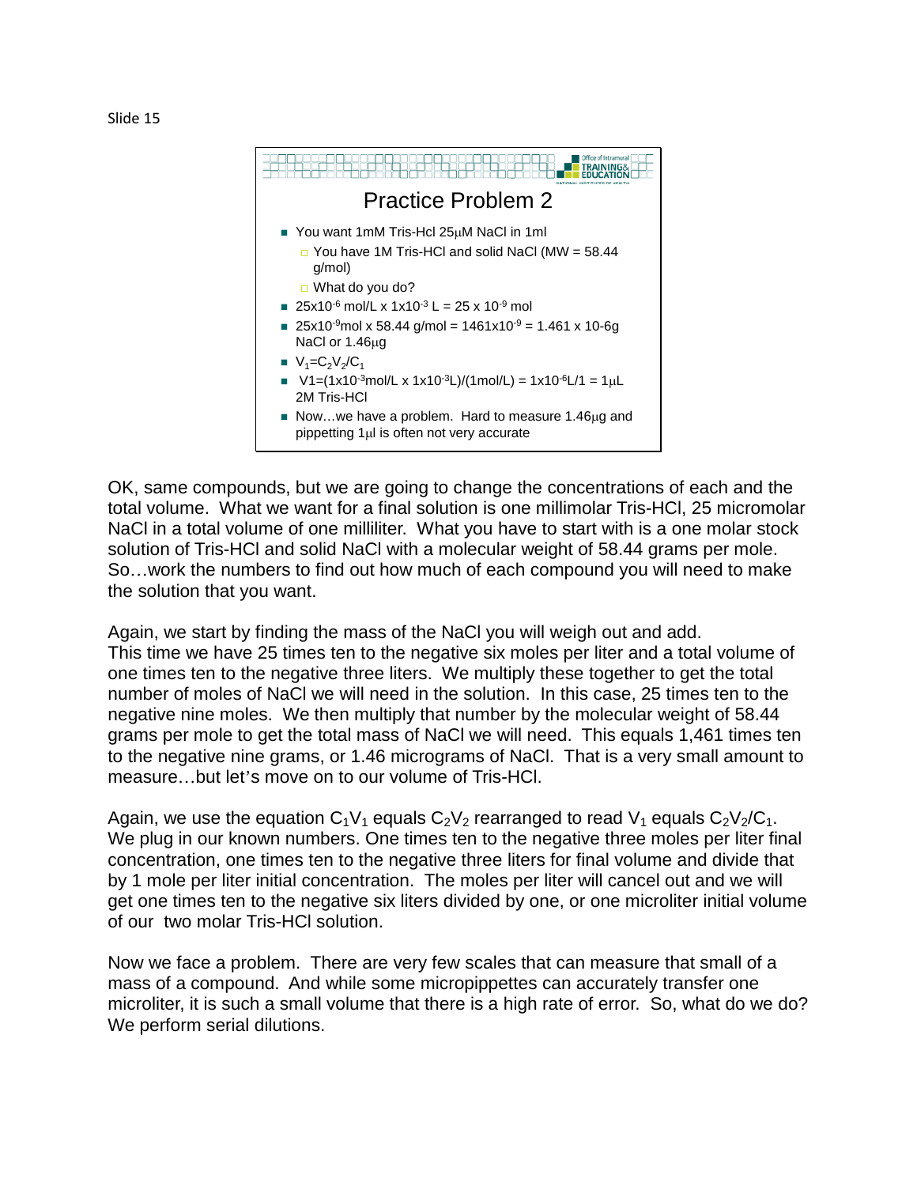Slide 15

## Practice Problem 2

- You want 1mM Tris-Hcl 25μM NaCl in 1ml
  - You have 1M Tris-HCl and solid NaCl (MW = 58.44 g/mol)
  - What do you do?
- $25 \times 10^{-6}$ mol/L x $1 \times 10^{-3}$ L = $25 \times 10^{-9}$ mol
- $25 \times 10^{-9}$mol x 58.44 g/mol = $1461 \times 10^{-9}$ = 1.461 x 10-6g NaCl or 1.46μg
- $V_1 = C_2V_2/C_1$
- $V1 = (1 \times 10^{-3}$mol/L x $1 \times 10^{-3}$L)/(1mol/L) = $1 \times 10^{-6}$L/1 = 1μL 2M Tris-HCl
- Now…we have a problem. Hard to measure 1.46μg and pippetting 1μl is often not very accurate

OK, same compounds, but we are going to change the concentrations of each and the total volume. What we want for a final solution is one millimolar Tris-HCl, 25 micromolar NaCl in a total volume of one milliliter. What you have to start with is a one molar stock solution of Tris-HCl and solid NaCl with a molecular weight of 58.44 grams per mole. So…work the numbers to find out how much of each compound you will need to make the solution that you want.

Again, we start by finding the mass of the NaCl you will weigh out and add. This time we have 25 times ten to the negative six moles per liter and a total volume of one times ten to the negative three liters. We multiply these together to get the total number of moles of NaCl we will need in the solution. In this case, 25 times ten to the negative nine moles. We then multiply that number by the molecular weight of 58.44 grams per mole to get the total mass of NaCl we will need. This equals 1,461 times ten to the negative nine grams, or 1.46 micrograms of NaCl. That is a very small amount to measure…but let's move on to our volume of Tris-HCl.

Again, we use the equation $C_1V_1$ equals $C_2V_2$ rearranged to read $V_1$ equals $C_2V_2/C_1$. We plug in our known numbers. One times ten to the negative three moles per liter final concentration, one times ten to the negative three liters for final volume and divide that by 1 mole per liter initial concentration. The moles per liter will cancel out and we will get one times ten to the negative six liters divided by one, or one microliter initial volume of our two molar Tris-HCl solution.

Now we face a problem. There are very few scales that can measure that small of a mass of a compound. And while some micropippettes can accurately transfer one microliter, it is such a small volume that there is a high rate of error. So, what do we do? We perform serial dilutions.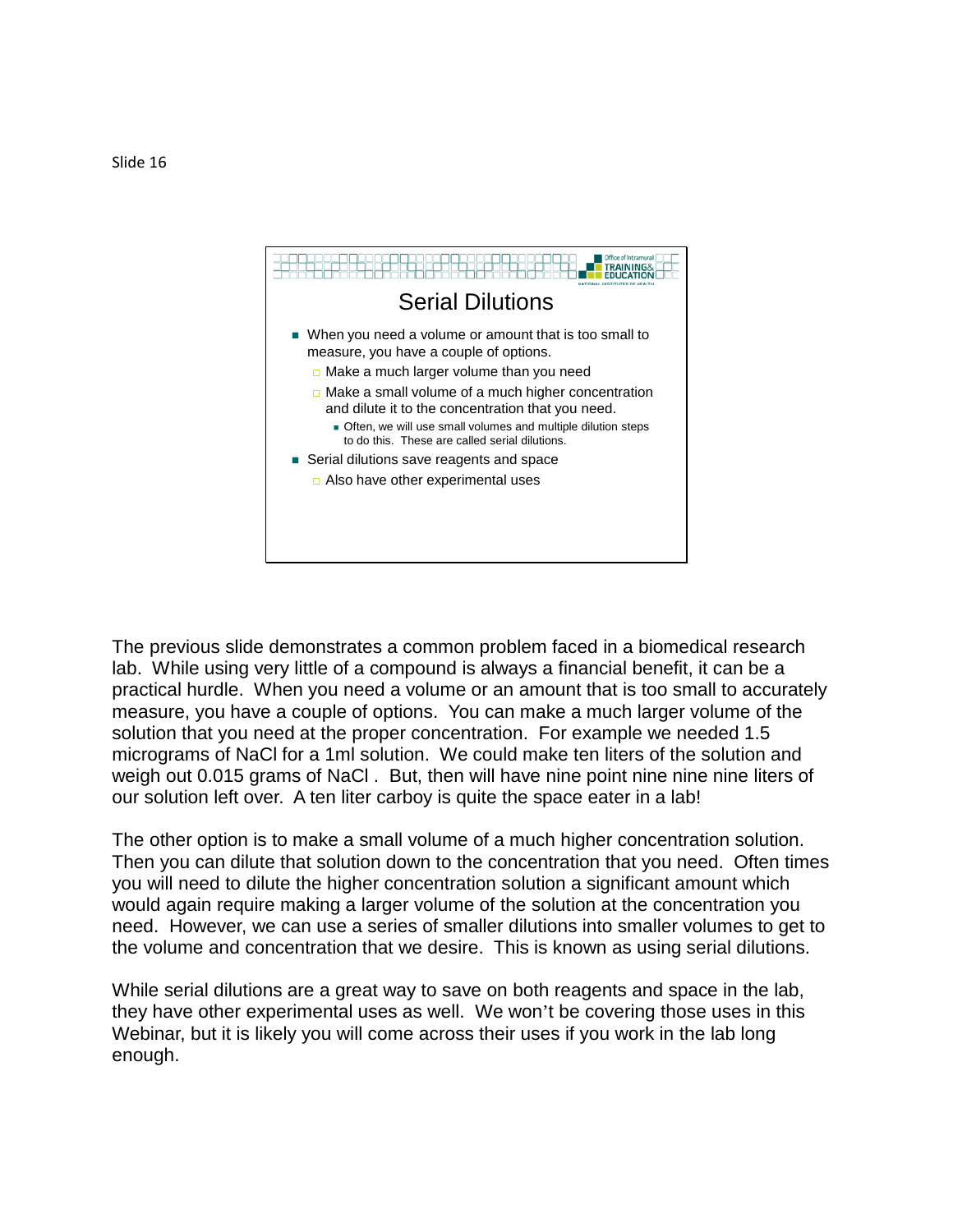Slide 16

## Serial Dilutions

- When you need a volume or amount that is too small to measure, you have a couple of options.
  - Make a much larger volume than you need
  - Make a small volume of a much higher concentration and dilute it to the concentration that you need.
    - Often, we will use small volumes and multiple dilution steps to do this. These are called serial dilutions.
- Serial dilutions save reagents and space
  - Also have other experimental uses

The previous slide demonstrates a common problem faced in a biomedical research lab. While using very little of a compound is always a financial benefit, it can be a practical hurdle. When you need a volume or an amount that is too small to accurately measure, you have a couple of options. You can make a much larger volume of the solution that you need at the proper concentration. For example we needed 1.5 micrograms of NaCl for a 1ml solution. We could make ten liters of the solution and weigh out 0.015 grams of NaCl . But, then will have nine point nine nine nine liters of our solution left over. A ten liter carboy is quite the space eater in a lab!

The other option is to make a small volume of a much higher concentration solution. Then you can dilute that solution down to the concentration that you need. Often times you will need to dilute the higher concentration solution a significant amount which would again require making a larger volume of the solution at the concentration you need. However, we can use a series of smaller dilutions into smaller volumes to get to the volume and concentration that we desire. This is known as using serial dilutions.

While serial dilutions are a great way to save on both reagents and space in the lab, they have other experimental uses as well. We won't be covering those uses in this Webinar, but it is likely you will come across their uses if you work in the lab long enough.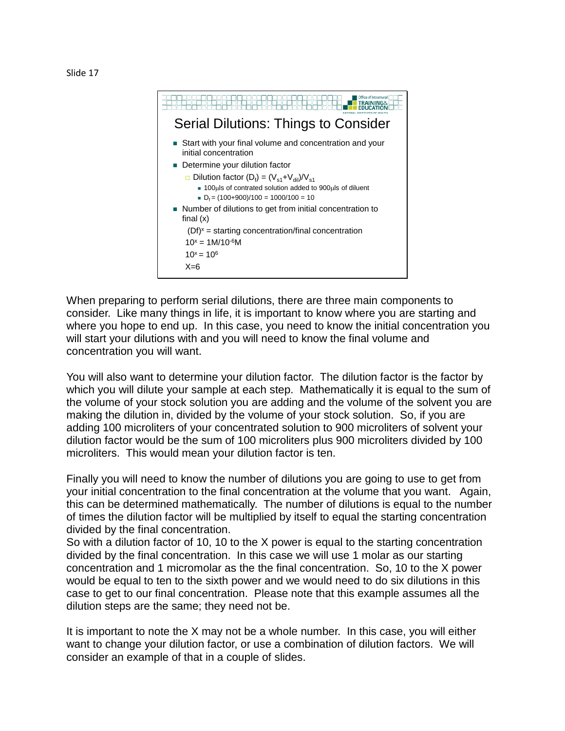Slide 17

## Serial Dilutions: Things to Consider

- Start with your final volume and concentration and your initial concentration
- Determine your dilution factor
  - Dilution factor ($D_f$) = $(V_{s1}+V_{dil})/V_{s1}$
    - 100μls of contrated solution added to 900μls of diluent
    - $D_f = (100+900)/100 = 1000/100 = 10$
- Number of dilutions to get from initial concentration to final (x)

  $(Df)^x$ = starting concentration/final concentration

  $10^x = 1M/10^{-6}M$

  $10^x = 10^6$

  X=6

When preparing to perform serial dilutions, there are three main components to consider. Like many things in life, it is important to know where you are starting and where you hope to end up. In this case, you need to know the initial concentration you will start your dilutions with and you will need to know the final volume and concentration you will want.

You will also want to determine your dilution factor. The dilution factor is the factor by which you will dilute your sample at each step. Mathematically it is equal to the sum of the volume of your stock solution you are adding and the volume of the solvent you are making the dilution in, divided by the volume of your stock solution. So, if you are adding 100 microliters of your concentrated solution to 900 microliters of solvent your dilution factor would be the sum of 100 microliters plus 900 microliters divided by 100 microliters. This would mean your dilution factor is ten.

Finally you will need to know the number of dilutions you are going to use to get from your initial concentration to the final concentration at the volume that you want. Again, this can be determined mathematically. The number of dilutions is equal to the number of times the dilution factor will be multiplied by itself to equal the starting concentration divided by the final concentration.
So with a dilution factor of 10, 10 to the X power is equal to the starting concentration divided by the final concentration. In this case we will use 1 molar as our starting concentration and 1 micromolar as the the final concentration. So, 10 to the X power would be equal to ten to the sixth power and we would need to do six dilutions in this case to get to our final concentration. Please note that this example assumes all the dilution steps are the same; they need not be.

It is important to note the X may not be a whole number. In this case, you will either want to change your dilution factor, or use a combination of dilution factors. We will consider an example of that in a couple of slides.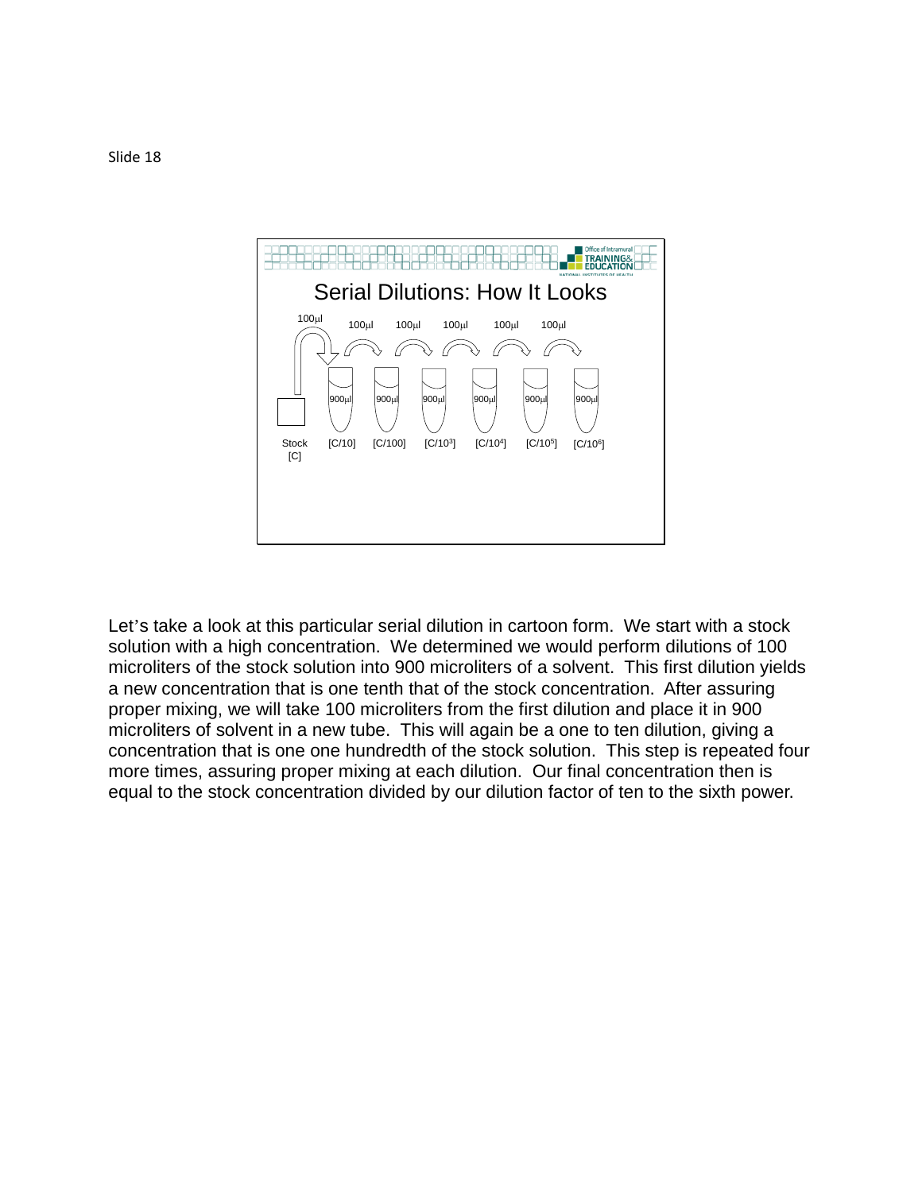Slide 18

## Serial Dilutions: How It Looks

100μl → 100μl → 100μl → 100μl → 100μl → 100μl

| Stock | 900μl | 900μl | 900μl | 900μl | 900μl | 900μl |
| --- | --- | --- | --- | --- | --- | --- |
| Stock [C] | [C/10] | [C/100] | [C/$10^3$] | [C/$10^4$] | [C/$10^5$] | [C/$10^6$] |

Let's take a look at this particular serial dilution in cartoon form. We start with a stock solution with a high concentration. We determined we would perform dilutions of 100 microliters of the stock solution into 900 microliters of a solvent. This first dilution yields a new concentration that is one tenth that of the stock concentration. After assuring proper mixing, we will take 100 microliters from the first dilution and place it in 900 microliters of solvent in a new tube. This will again be a one to ten dilution, giving a concentration that is one one hundredth of the stock solution. This step is repeated four more times, assuring proper mixing at each dilution. Our final concentration then is equal to the stock concentration divided by our dilution factor of ten to the sixth power.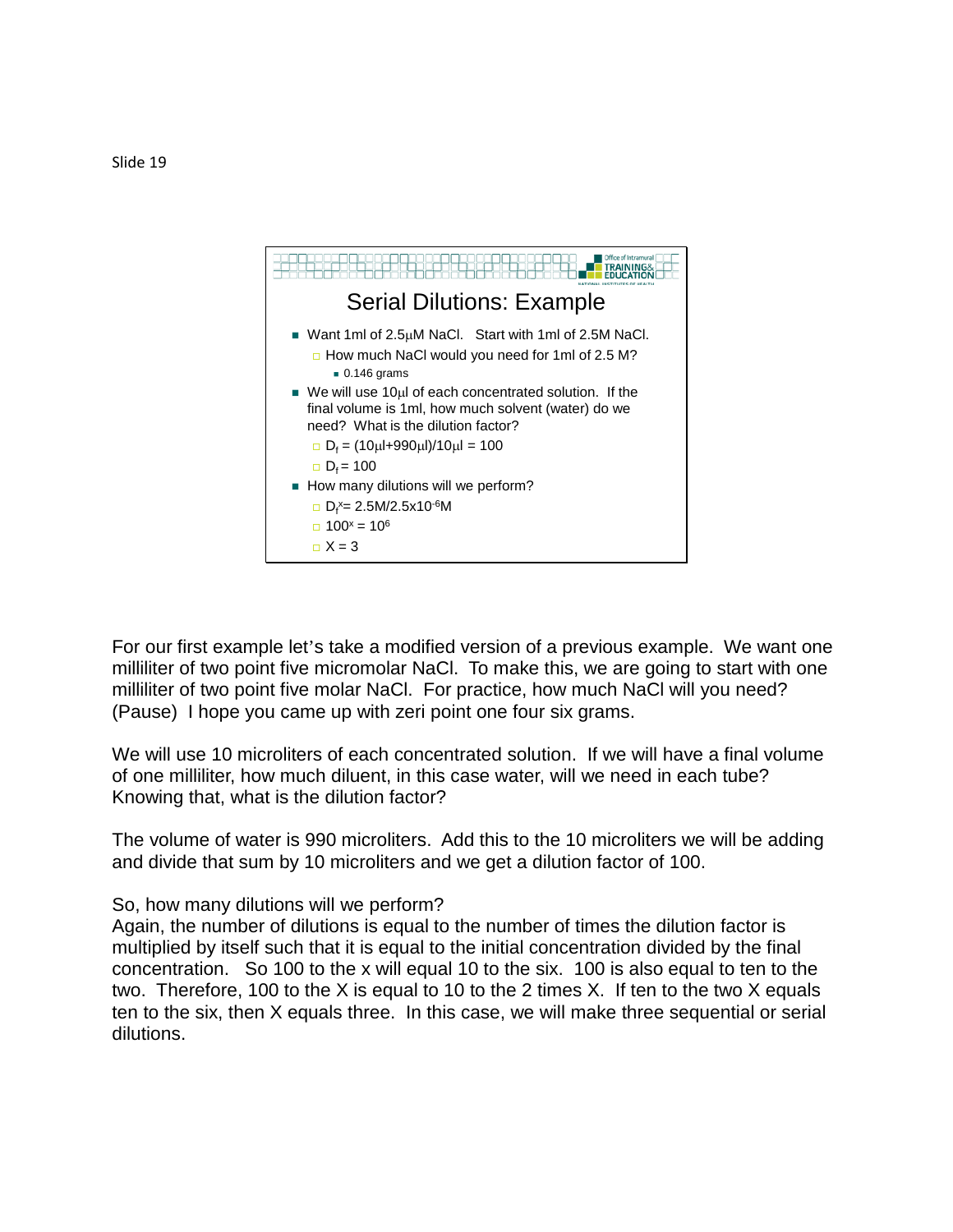Slide 19

## Serial Dilutions: Example

- Want 1ml of 2.5μM NaCl. Start with 1ml of 2.5M NaCl.
  - How much NaCl would you need for 1ml of 2.5 M?
    - 0.146 grams
- We will use 10μl of each concentrated solution. If the final volume is 1ml, how much solvent (water) do we need? What is the dilution factor?
  - $D_f = (10\mu l + 990\mu l)/10\mu l = 100$
  - $D_f = 100$
- How many dilutions will we perform?
  - $D_f^x = 2.5M/2.5 \times 10^{-6}M$
  - $100^x = 10^6$
  - $X = 3$

For our first example let's take a modified version of a previous example. We want one milliliter of two point five micromolar NaCl. To make this, we are going to start with one milliliter of two point five molar NaCl. For practice, how much NaCl will you need? (Pause) I hope you came up with zeri point one four six grams.

We will use 10 microliters of each concentrated solution. If we will have a final volume of one milliliter, how much diluent, in this case water, will we need in each tube? Knowing that, what is the dilution factor?

The volume of water is 990 microliters. Add this to the 10 microliters we will be adding and divide that sum by 10 microliters and we get a dilution factor of 100.

So, how many dilutions will we perform?
Again, the number of dilutions is equal to the number of times the dilution factor is multiplied by itself such that it is equal to the initial concentration divided by the final concentration. So 100 to the x will equal 10 to the six. 100 is also equal to ten to the two. Therefore, 100 to the X is equal to 10 to the 2 times X. If ten to the two X equals ten to the six, then X equals three. In this case, we will make three sequential or serial dilutions.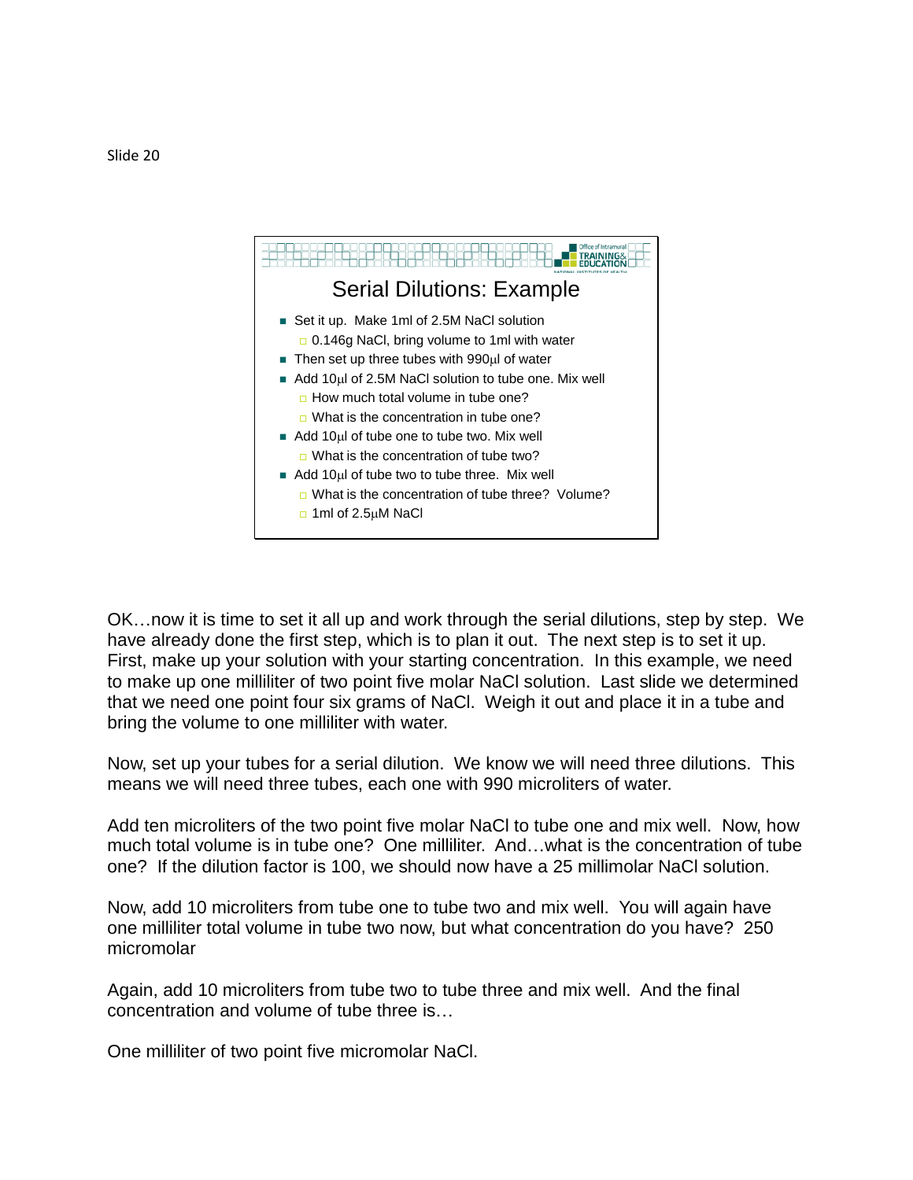Slide 20

## Serial Dilutions: Example

- Set it up. Make 1ml of 2.5M NaCl solution
  - 0.146g NaCl, bring volume to 1ml with water
- Then set up three tubes with 990μl of water
- Add 10μl of 2.5M NaCl solution to tube one. Mix well
  - How much total volume in tube one?
  - What is the concentration in tube one?
- Add 10μl of tube one to tube two. Mix well
  - What is the concentration of tube two?
- Add 10μl of tube two to tube three. Mix well
  - What is the concentration of tube three? Volume?
  - 1ml of 2.5μM NaCl

OK…now it is time to set it all up and work through the serial dilutions, step by step. We have already done the first step, which is to plan it out. The next step is to set it up. First, make up your solution with your starting concentration. In this example, we need to make up one milliliter of two point five molar NaCl solution. Last slide we determined that we need one point four six grams of NaCl. Weigh it out and place it in a tube and bring the volume to one milliliter with water.

Now, set up your tubes for a serial dilution. We know we will need three dilutions. This means we will need three tubes, each one with 990 microliters of water.

Add ten microliters of the two point five molar NaCl to tube one and mix well. Now, how much total volume is in tube one? One milliliter. And…what is the concentration of tube one? If the dilution factor is 100, we should now have a 25 millimolar NaCl solution.

Now, add 10 microliters from tube one to tube two and mix well. You will again have one milliliter total volume in tube two now, but what concentration do you have? 250 micromolar

Again, add 10 microliters from tube two to tube three and mix well. And the final concentration and volume of tube three is…

One milliliter of two point five micromolar NaCl.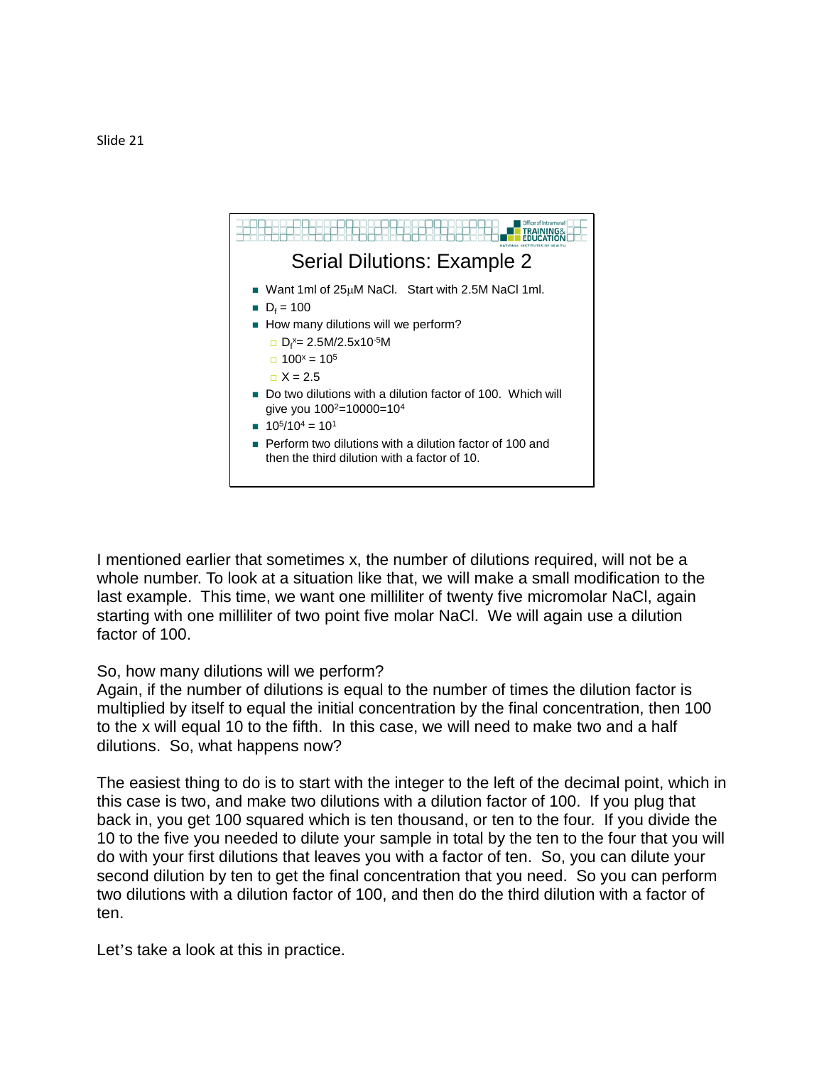Slide 21

## Serial Dilutions: Example 2

- Want 1ml of 25μM NaCl. Start with 2.5M NaCl 1ml.
- $D_f = 100$
- How many dilutions will we perform?
  - $D_f^x = 2.5M/2.5 \times 10^{-5}M$
  - $100^x = 10^5$
  - $X = 2.5$
- Do two dilutions with a dilution factor of 100. Which will give you $100^2 = 10000 = 10^4$
- $10^5/10^4 = 10^1$
- Perform two dilutions with a dilution factor of 100 and then the third dilution with a factor of 10.

I mentioned earlier that sometimes x, the number of dilutions required, will not be a whole number. To look at a situation like that, we will make a small modification to the last example. This time, we want one milliliter of twenty five micromolar NaCl, again starting with one milliliter of two point five molar NaCl. We will again use a dilution factor of 100.

So, how many dilutions will we perform?
Again, if the number of dilutions is equal to the number of times the dilution factor is multiplied by itself to equal the initial concentration by the final concentration, then 100 to the x will equal 10 to the fifth. In this case, we will need to make two and a half dilutions. So, what happens now?

The easiest thing to do is to start with the integer to the left of the decimal point, which in this case is two, and make two dilutions with a dilution factor of 100. If you plug that back in, you get 100 squared which is ten thousand, or ten to the four. If you divide the 10 to the five you needed to dilute your sample in total by the ten to the four that you will do with your first dilutions that leaves you with a factor of ten. So, you can dilute your second dilution by ten to get the final concentration that you need. So you can perform two dilutions with a dilution factor of 100, and then do the third dilution with a factor of ten.

Let's take a look at this in practice.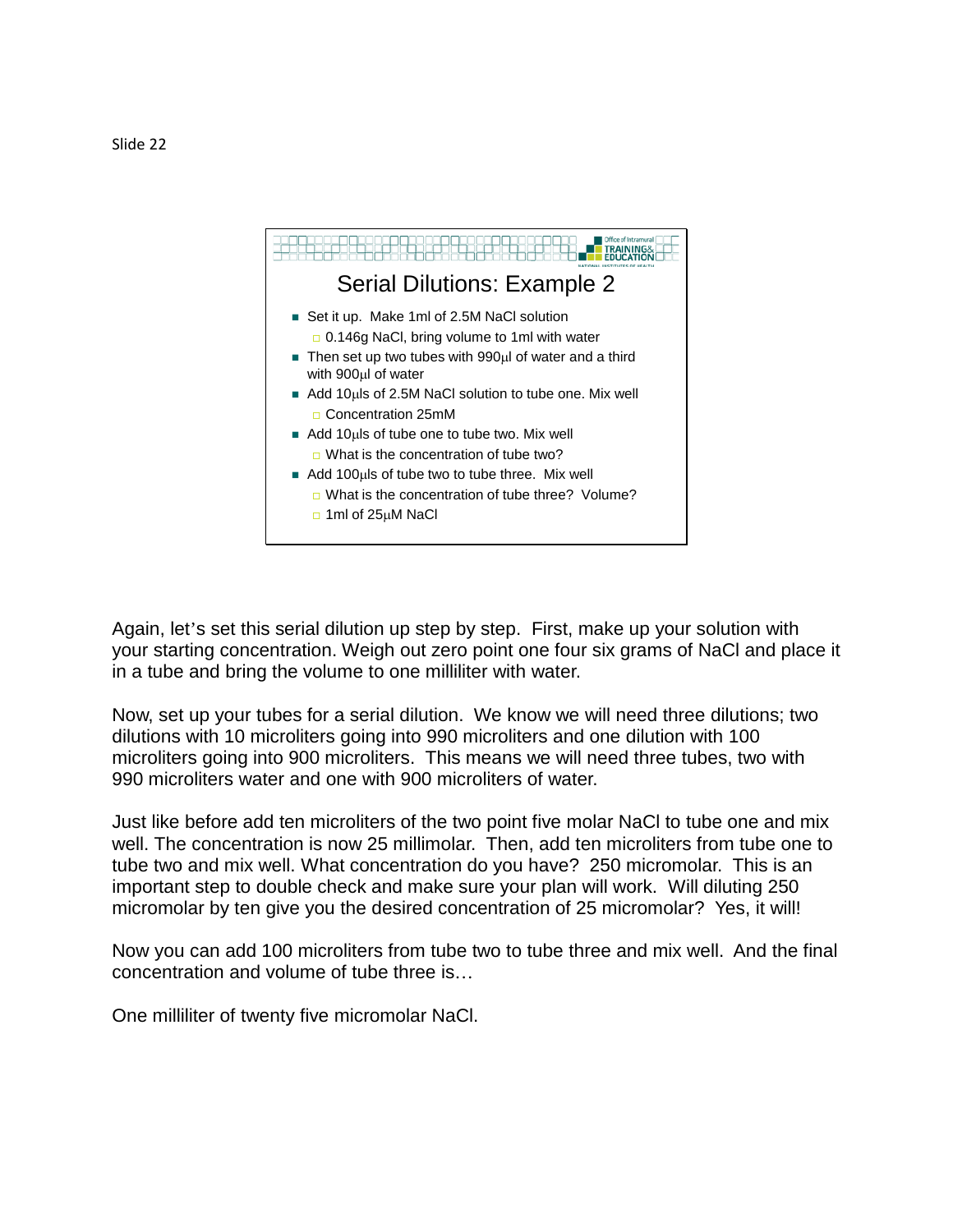Slide 22

## Serial Dilutions: Example 2

- Set it up. Make 1ml of 2.5M NaCl solution
  - 0.146g NaCl, bring volume to 1ml with water
- Then set up two tubes with 990μl of water and a third with 900μl of water
- Add 10μls of 2.5M NaCl solution to tube one. Mix well
  - Concentration 25mM
- Add 10μls of tube one to tube two. Mix well
  - What is the concentration of tube two?
- Add 100μls of tube two to tube three. Mix well
  - What is the concentration of tube three? Volume?
  - 1ml of 25μM NaCl

Again, let's set this serial dilution up step by step. First, make up your solution with your starting concentration. Weigh out zero point one four six grams of NaCl and place it in a tube and bring the volume to one milliliter with water.

Now, set up your tubes for a serial dilution. We know we will need three dilutions; two dilutions with 10 microliters going into 990 microliters and one dilution with 100 microliters going into 900 microliters. This means we will need three tubes, two with 990 microliters water and one with 900 microliters of water.

Just like before add ten microliters of the two point five molar NaCl to tube one and mix well. The concentration is now 25 millimolar. Then, add ten microliters from tube one to tube two and mix well. What concentration do you have? 250 micromolar. This is an important step to double check and make sure your plan will work. Will diluting 250 micromolar by ten give you the desired concentration of 25 micromolar? Yes, it will!

Now you can add 100 microliters from tube two to tube three and mix well. And the final concentration and volume of tube three is…

One milliliter of twenty five micromolar NaCl.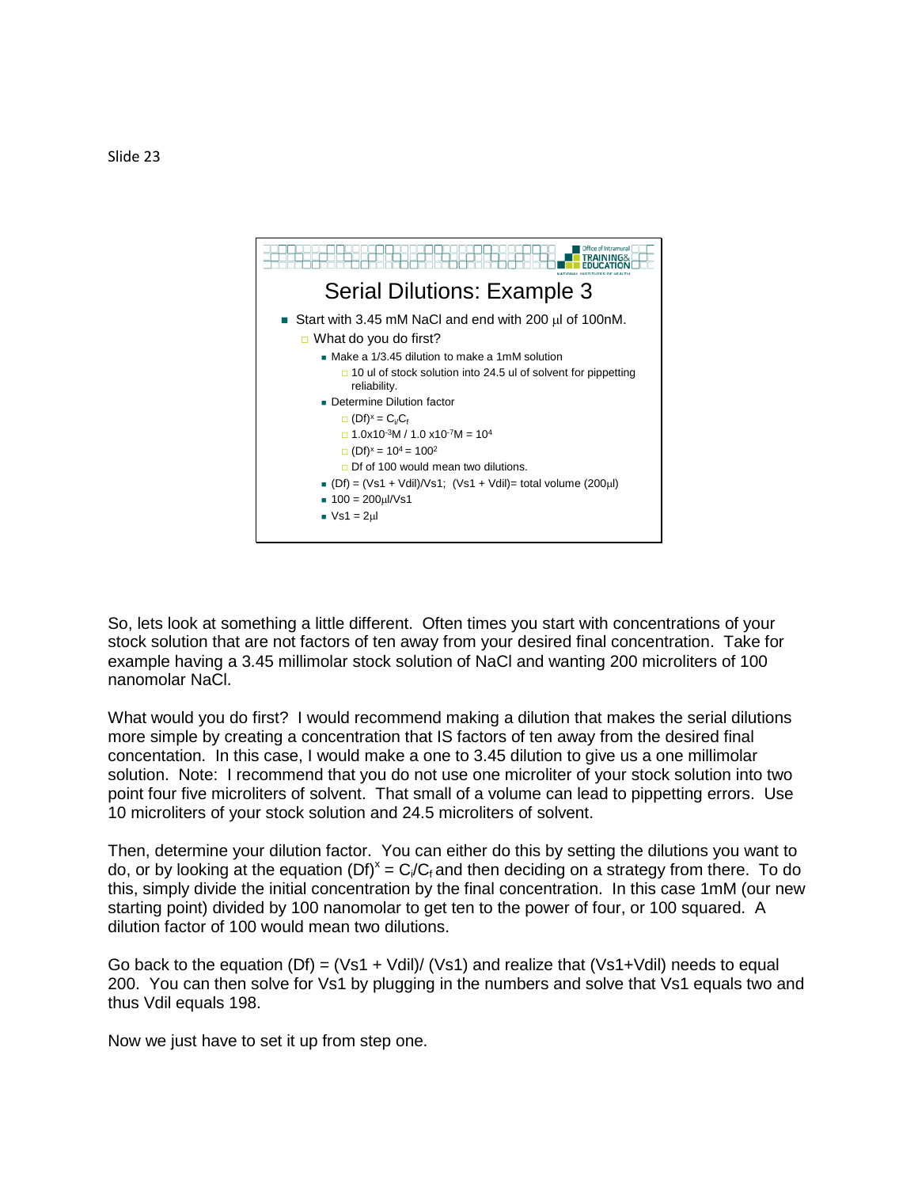Slide 23

## Serial Dilutions: Example 3

- Start with 3.45 mM NaCl and end with 200 $\mu$l of 100nM.
  - What do you do first?
    - Make a 1/3.45 dilution to make a 1mM solution
      - 10 ul of stock solution into 24.5 ul of solvent for pippetting reliability.
    - Determine Dilution factor
      - $(Df)^x = C_i/C_f$
      - $1.0x10^{-3}M / 1.0 x10^{-7}M = 10^4$
      - $(Df)^x = 10^4 = 100^2$
      - Df of 100 would mean two dilutions.
    - (Df) = (Vs1 + Vdil)/Vs1; (Vs1 + Vdil)= total volume (200$\mu$l)
    - 100 = 200$\mu$l/Vs1
    - Vs1 = 2$\mu$l

So, lets look at something a little different. Often times you start with concentrations of your stock solution that are not factors of ten away from your desired final concentration. Take for example having a 3.45 millimolar stock solution of NaCl and wanting 200 microliters of 100 nanomolar NaCl.

What would you do first? I would recommend making a dilution that makes the serial dilutions more simple by creating a concentration that IS factors of ten away from the desired final concentation. In this case, I would make a one to 3.45 dilution to give us a one millimolar solution. Note: I recommend that you do not use one microliter of your stock solution into two point four five microliters of solvent. That small of a volume can lead to pippetting errors. Use 10 microliters of your stock solution and 24.5 microliters of solvent.

Then, determine your dilution factor. You can either do this by setting the dilutions you want to do, or by looking at the equation $(Df)^x = C_i/C_f$ and then deciding on a strategy from there. To do this, simply divide the initial concentration by the final concentration. In this case 1mM (our new starting point) divided by 100 nanomolar to get ten to the power of four, or 100 squared. A dilution factor of 100 would mean two dilutions.

Go back to the equation (Df) = (Vs1 + Vdil)/ (Vs1) and realize that (Vs1+Vdil) needs to equal 200. You can then solve for Vs1 by plugging in the numbers and solve that Vs1 equals two and thus Vdil equals 198.

Now we just have to set it up from step one.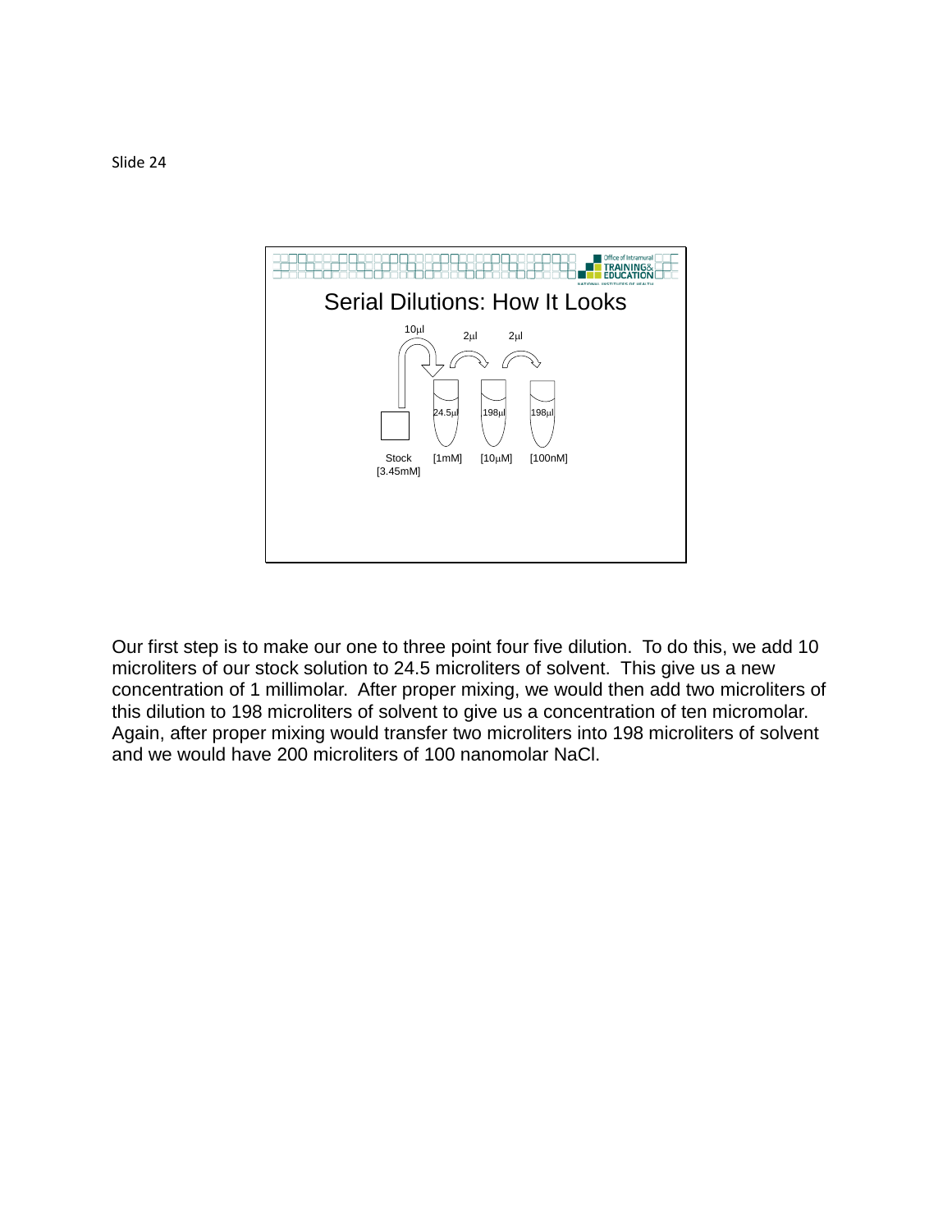Slide 24

## Serial Dilutions: How It Looks

10μl → 2μl → 2μl

| Stock [3.45mM] | 24.5μl [1mM] | 198μl [10μM] | 198μl [100nM] |
|---|---|---|---|

Our first step is to make our one to three point four five dilution. To do this, we add 10 microliters of our stock solution to 24.5 microliters of solvent. This give us a new concentration of 1 millimolar. After proper mixing, we would then add two microliters of this dilution to 198 microliters of solvent to give us a concentration of ten micromolar. Again, after proper mixing would transfer two microliters into 198 microliters of solvent and we would have 200 microliters of 100 nanomolar NaCl.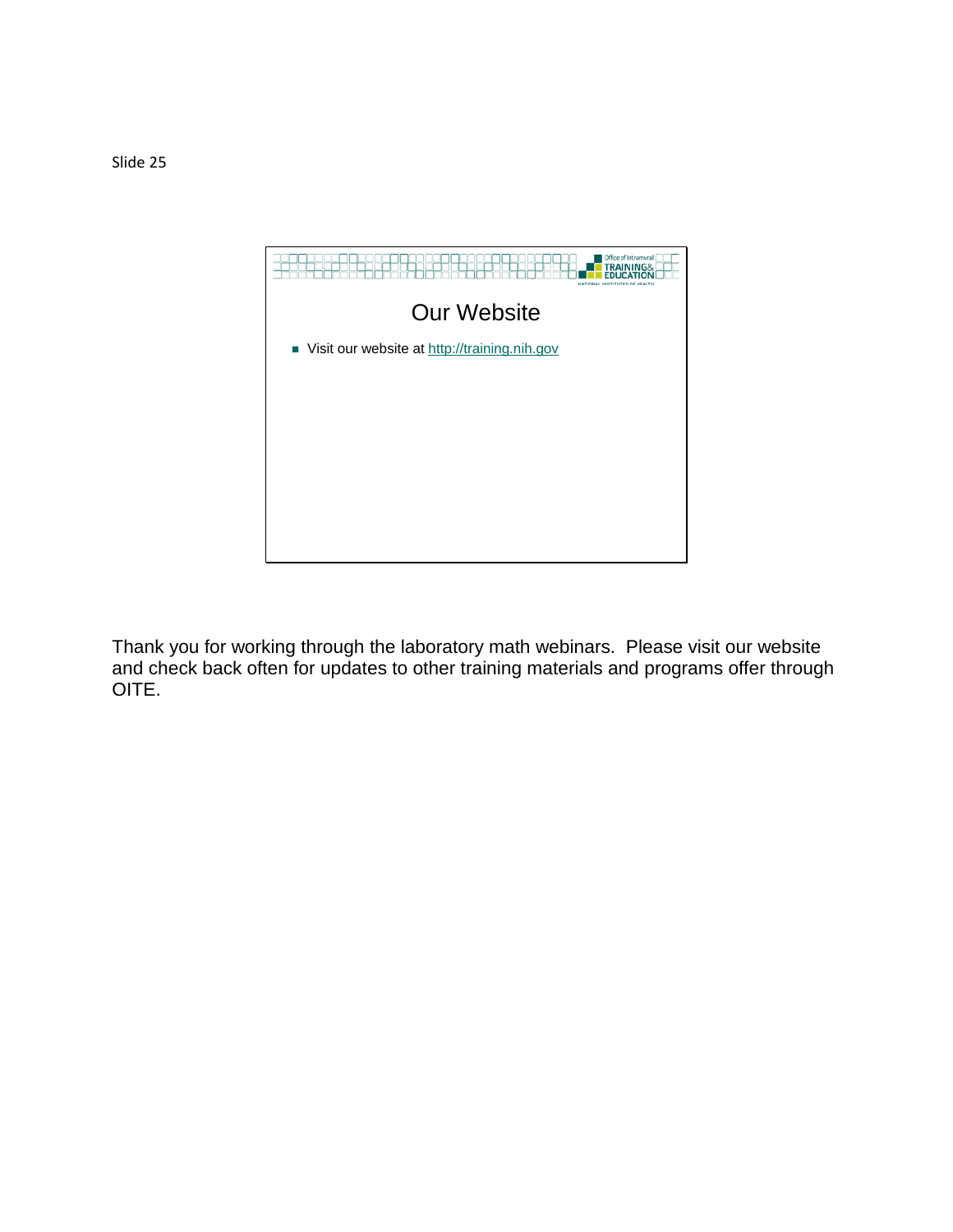Slide 25

## Our Website

- Visit our website at http://training.nih.gov

Thank you for working through the laboratory math webinars. Please visit our website and check back often for updates to other training materials and programs offer through OITE.